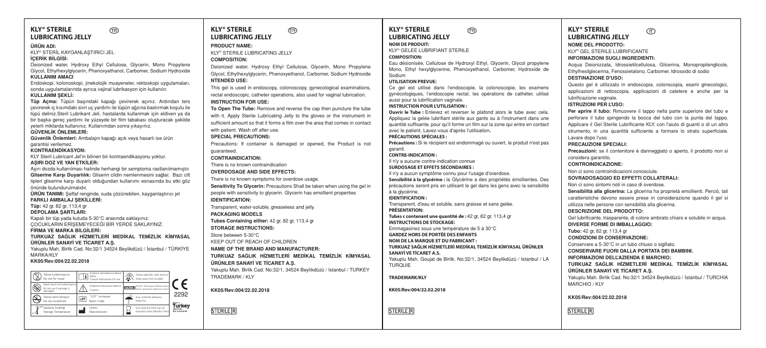# KLY® STERILE LUBRICATING JELLY

(TR)

**ÜRÜN ADI:**

KLY® STERİL KAYGANLAŞTIRICI JEL

**İÇERİK BİLGİSİ:**

Deionized water, Hydroxy Ethyl Cellulose, Glycerin, Mono Propylene Glycol, Ethylhexylglycerin, Phenoxyethanol, Carbomer, Sodium Hydroxide

**KULLANIM AMACI**

Endoskopi, kolonoskopi, jinekolojik muayeneler, rektoskopi uygulamaları, sonda uygulamalarında ayrıca vajinal lubrikasyon için kullanılır.

**KULLANIM ŞEKLİ:**

**Tüp Açma:** Tüpün başındaki kapağı çevirerek açınız. Ardından ters çevirerek iç kısımdaki sivri uç yardımı ile tüpün ağzına bastırmak koşulu ile tüpü deliniz.Steril Lubrikant Jeli, hastalarda kullanmak için eldiven ya da bir başka gereç yardımı ile yüzeyde bir film tabakası oluşturacak şekilde yeterli miktarda kullanınız. Kullanımdan sonra yıkayınız.

**GÜVENLİK ÖNLEMLERİ:**

**Güvenlik Önlemleri:** Ambalajın kapağı açık veya hasarlı ise ürün garantisi verilemez.

**KONTRAENDİKASYON:**

KLY Steril Lubricant Jel'in bilinen bir kontraendikasyonu yoktur.

**AŞIRI DOZ VE YAN ETKİLER:**

Aşırı dozda kullanılması halinde herhangi bir semptoma rastlanılmamıştır.
**Gliserine Karşı Duyarlılık:** Gliserin ciltin nemlenmesini sağlar. Bazı cilt tipleri gliserine karşı duyarlı olduğundan kullanımı esnasında bu etki göz önünde bulundurulmalıdır.

**ÜRÜN TANIMI:** Şeffaf renginde, suda çözünebilen, kayganlaştırıcı jel

**FARKLI AMBALAJ ŞEKİLLERİ:**

**Tüp:** 42 gr. 82 gr. 113,4 gr

**DEPOLAMA ŞARTLARI:**

Kapalı bir tüp yada kutuda 5-30°C arasında saklayınız.
ÇOCUKLARIN ERİŞEMEYECEĞİ BİR YERDE SAKLAYINIZ.

**FİRMA VE MARKA BİLGİLERİ:**

**TURKUAZ SAĞLIK HİZMETLERİ MEDİKAL TEMİZLİK KİMYASAL ÜRÜNLER SANAYİ VE TİCARET A.Ş.**

Yakuplu Mah. Birlik Cad. No:32/1 34524 Beylikdüzü / İstanbul / TÜRKİYE
MARKA/KLY

**KK05/Rev:004/22.02.2018**

| | | |
|---|---|---|
| Tekrar kullanmayınız / Do not for reuse | Kullanım talimatlarına dikkat ediniz / Consult instructions for use | Güneş ışığından uzak tutunuz / Keep away from sunlight |
| Paket hasarlı ise kullanmayınız / Do not use if package is damaged | Kullanma kılavuzuna bakınız / Caution | Sterilize Yöntemi / Sterile: Sterilization Method is Gamma |
| Tekrar steril etmeyin / Do not re-sterilize | "LOT" numarası / Batch Code | Kuru ortamda saklayınız / Keep Dry |
| Saklama Sıcaklığı / Storage Temperature | Üretici / Manufacturer | Son kullanma tarihi (ay/ yıl) / Expiration Date (Month/ Year) |

CE 2292

Turkey Discover the potential

---

# KLY® STERILE LUBRICATING JELLY

(EN)

**PRODUCT NAME:**

KLY® STERILE LUBRICATING JELLY

**COMPOSITION:**

Deionized water, Hydroxy Ethyl Cellulose, Glycerin, Mono Propylene Glycol, Ethylhexylglycerin, Phenoxyethanol, Carbomer, Sodium Hydroxide

**NTENDED USE:**

This gel is used in endoscopy, colonoscopy, gynecological examinations, rectal endoscopic, catheter operations, also used for vaginal lubrication.

**INSTRUCTION FOR USE:**

**To Open The Tube:** Remove and reverse the cap then puncture the tube with it. Apply Sterile Lubricating Jelly to the gloves or the instrument in sufficient amount so that it forms a film over the area that comes in contact with patient. Wash off after use.

**SPECIAL PRECAUTIONS:**

Precautions: If container is damaged or opened, the Product is not guaranteed.

**CONTRAINDICATION:**

There is no known contraindication

**OVERDOSAGE AND SIDE EFFECTS:**

There is no known symptoms for overdose usage.
**Sensitivity To Glycerin:** Precautions Shall be taken when using the gel in people with sensitivity to glycerin. Glycerin has emollient properties

**IDENTIFICATION:**

Transparent, water-soluble, greaseless and jelly.

**PACKAGING MODELS**

**Tubes Containing either:** 42 gr, 82 gr, 113,4 gr

**STORAGE INSTRUCTIONS:**

Store between 5-30°C
KEEP OUT OF REACH OF CHILDREN

**NAME OF THE BRAND AND MANUFACTURER:**

**TURKUAZ SAĞLIK HİZMETLERİ MEDİKAL TEMİZLİK KİMYASAL ÜRÜNLER SANAYİ VE TİCARET A.Ş.**

Yakuplu Mah. Birlik Cad. No:32/1, 34524 Beylikdüzü / Istanbul / TURKEY
TRADEMARK / KLY

**KK05/Rev:004/22.02.2018**

STERILE R

---

# KLY® STERILE LUBRICATING JELLY

(FR)

**NOM DE PRODUIT:**

KLY® GELEE LUBRIFIANT STERILE

**COMPOSITION:**

Eau désionisée, Cellulose de Hydroxyl Ethyl, Glycerin, Glycol propylene Mono, Ethyl hexylglycerine, Phenoxyethanol, Carbomer, Hydroxide de Sodium

**UTILISATION PREVUE:**

Ce gel est utilisé dans l'endoscopie, la colonoscopie, les examens gynécologiques, l'endoscopie rectal, les opérations de cathéter, utilisé aussi pour la lubrification vaginale.

**INSTRUCTION POUR L'UTILISATION :**

**Ouvrir le Tube :** Enlevez et reverser le plafond alors le tube avec cela. Appliquez la gelée lubrifiant stérile aux gants ou à l'instrument dans une quantité suffisante, pour qu'il forme un film sur la zone qui entre en contact avec le patient. Lavez-vous d'après l'utilisation**.**

**PRÉCAUTIONS SPÉCIALES :**

**Précautions :** Si le récipient est endommagé ou ouvert, le produit n'est pas garanti.

**CONTRE-INDICATION :**

Il n'y a aucune contre-indication connue

**SURDOSAGE ET EFFETS SECONDAIRES :**

Il n'y a aucun symptôme connu pour l'usage d'overdose.
**Sensibilité à la glycérine :** la Glycérine a des propriétés émollientes. Des précautions seront pris en utilisant le gel dans les gens avec la sensibilité à la glycérine.

**IDENTIFICATION :**

Transparent, d'eau et soluble, sans graisse et sans gelée.

**PRÉSENTATION:**

**Tubes c contenant une quantité de :** 42 gr, 82 gr, 113,4 gr

**INSTRUCTIONS DE STOCKAGE:**

Emmagasinez sous une température de 5 à 30°C

**GARDEZ HORS DE PORTÉE DES ENFANTS**

**NOM DE LA MARQUE ET DU FABRICANT :**

**TURKUAZ SAĞLIK HİZMETLERİ MEDİKAL TEMİZLİK KİMYASAL ÜRÜNLER SANAYİ VE TİCARET A.S.**

Yakuplu Mah. Goujat de Birlik. No:32/1, 34524 Beylikdüzü / Istanbul / LA TURQUIE

**TRADEMARK/KLY**

**KK05/Rev:004/22.02.2018**

STERILE R

---

# KLY® STERILE LUBRICATING JELLY

(IT)

**NOME DEL PRODOTTO:**

KLY® GEL STERILE LUBRIFICANTE

**INFORMAZIONI SUGLI INGREDIENTI:**

Acqua Deionizzata, Idrossietilcellulosa, Glicerina, Monopropilenglicole, Ethylhesilglecerina, Fenossietalono, Carbomer, Idrossido di sodio

**DESTINAZIONE D'USO:**

Questo gel è utilizzato in endoscopia, colonscopia, esami ginecologici, applicazioni di rettoscopia, applicazioni di catetere e anche per la lubrificazione vaginale.

**ISTRUZIONI PER L'USO:**

**Per aprire il tubo:** Rimuovere il tappo nella parte superiore del tubo e perforare il tubo spingendo la bocca del tubo con la punta del tappo. Applicare il Gel Sterile Lubrificante KLY, con l'aiuto di guanti o di un altro strumento, in una quantità sufficiente a formare lo strato superficiale. Lavare dopo l'uso.

**PRECAUZIONI SPECIALI:**

**Precauzioni:** se il contenitore è danneggiato o aperto, il prodotto non si considera garantito.

**CONTROINDICAZIONE:**

Non ci sono controindicazioni conosciute.

**SOVRADOSAGGIO ED EFFETTI COLLATERALI:**

Non ci sono sintomi noti in caso di overdose.
**Sensibilità alla glicerina:** La glicerina ha proprietà emollienti. Perciò, tali caratteristiche devono essere prese in considerazione quando il gel si utilizza nelle persone con sensibilità alla glicerina.

**DESCRIZIONE DEL PRODOTTO:**

Gel lubrificante, trasparente, di colore ambrato chiaro e solubile in acqua.

**DIVERSE FORME DI IMBALLAGGIO:**

**Tubo:** 42 gr, 82 gr, 113,4 gr

**CONDIZIONI DI CONSERVAZIONE:**

Conservare a 5-30°C in un tubo chiuso o sigillato.

**CONSERVARE FUORI DALLA PORTATA DEI BAMBINI.**

**INFORMAZIONI DELL'AZIENDA E MARCHIO:**

**TURKUAZ SAĞLIK HİZMETLERİ MEDİKAL TEMİZLİK KİMYASAL ÜRÜNLER SANAYİ VE TİCARET A.Ş.**

Yakuplu Mah. Birlik Cad. No:32/1 34524 Beylikdüzü / İstanbul / TURCHIA
MARCHIO / KLY

**KK05/Rev:004/22.02.2018**

STERILE R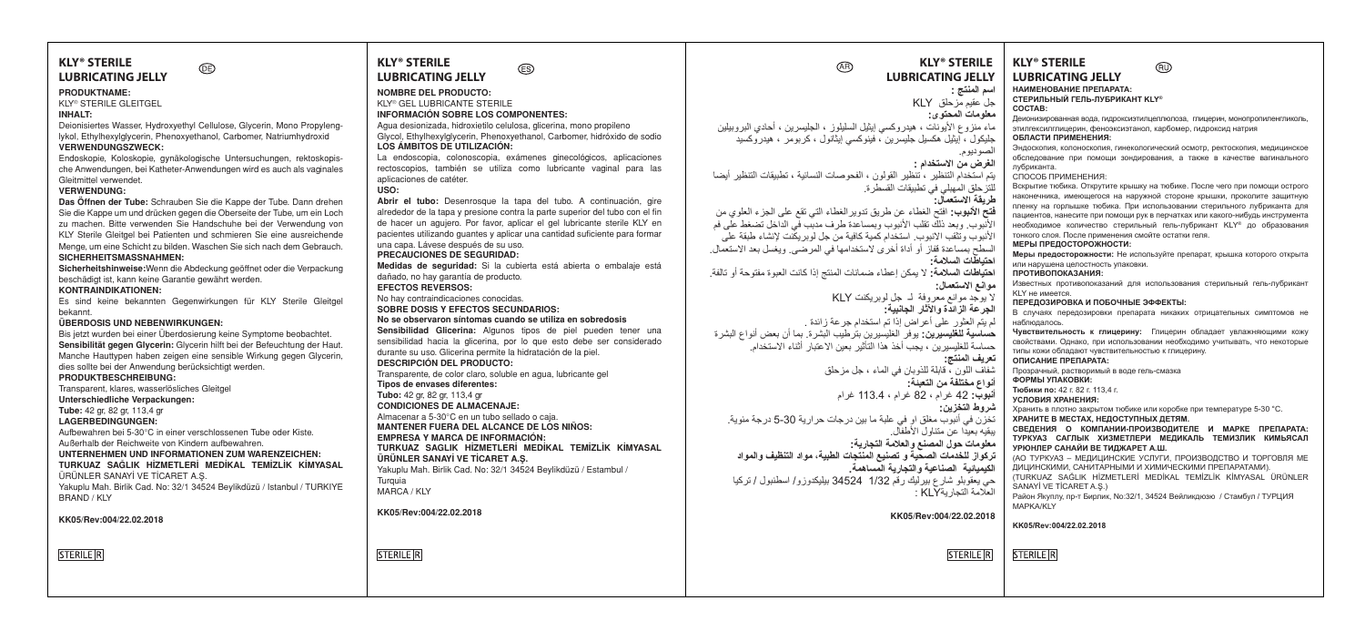## KLY® STERILE LUBRICATING JELLY (DE)

**PRODUKTNAME:**
KLY® STERILE GLEITGEL

**INHALT:**
Deionisiertes Wasser, Hydroxyethyl Cellulose, Glycerin, Mono Propylenglykol, Ethylhexylglycerin, Phenoxyethanol, Carbomer, Natriumhydroxid

**VERWENDUNGSZWECK:**
Endoskopie, Koloskopie, gynäkologische Untersuchungen, rektoskopische Anwendungen, bei Katheter-Anwendungen wird es auch als vaginales Gleitmittel verwendet.

**VERWENDUNG:**
**Das Öffnen der Tube:** Schrauben Sie die Kappe der Tube. Dann drehen Sie die Kappe um und drücken gegen die Oberseite der Tube, um ein Loch zu machen. Bitte verwenden Sie Handschuhe bei der Verwendung von KLY Sterile Gleitgel bei Patienten und schmieren Sie eine ausreichende Menge, um eine Schicht zu bilden. Waschen Sie sich nach dem Gebrauch.

**SICHERHEITSMASSNAHMEN:**
**Sicherheitshinweise:**Wenn die Abdeckung geöffnet oder die Verpackung beschädigt ist, kann keine Garantie gewährt werden.

**KONTRAINDIKATIONEN:**
Es sind keine bekannten Gegenwirkungen für KLY Sterile Gleitgel bekannt.

**ÜBERDOSIS UND NEBENWIRKUNGEN:**
Bis jetzt wurden bei einer Überdosierung keine Symptome beobachtet.
**Sensibilität gegen Glycerin:** Glycerin hilft bei der Befeuchtung der Haut. Manche Hauttypen haben zeigen eine sensible Wirkung gegen Glycerin, dies sollte bei der Anwendung berücksichtigt werden.

**PRODUKTBESCHREIBUNG:**
Transparent, klares, wasserlösliches Gleitgel

**Unterschiedliche Verpackungen:**
**Tube:** 42 gr, 82 gr, 113,4 gr

**LAGERBEDINGUNGEN:**
Aufbewahren bei 5-30°C in einer verschlossenen Tube oder Kiste.
Außerhalb der Reichweite von Kindern aufbewahren.

**UNTERNEHMEN UND INFORMATIONEN ZUM WARENZEICHEN:**
**TURKUAZ SAĞLIK HİZMETLERİ MEDİKAL TEMİZLİK KİMYASAL** ÜRÜNLER SANAYİ VE TİCARET A.Ş.
Yakuplu Mah. Birlik Cad. No: 32/1 34524 Beylikdüzü / Istanbul / TURKIYE
BRAND / KLY

**KK05/Rev:004/22.02.2018**

STERILE R

## KLY® STERILE LUBRICATING JELLY (ES)

**NOMBRE DEL PRODUCTO:**
KLY® GEL LUBRICANTE STERILE

**INFORMACIÓN SOBRE LOS COMPONENTES:**
Agua desionizada, hidroxietilo celulosa, glicerina, mono propileno Glycol, Ethylhexylglycerin, Phenoxyethanol, Carbomer, hidróxido de sodio

**LOS ÁMBITOS DE UTILIZACIÓN:**
La endoscopia, colonoscopia, exámenes ginecológicos, aplicaciones rectoscopios, también se utiliza como lubricante vaginal para las aplicaciones de catéter.

**USO:**
**Abrir el tubo:** Desenrosque la tapa del tubo. A continuación, gire alrededor de la tapa y presione contra la parte superior del tubo con el fin de hacer un agujero. Por favor, aplicar el gel lubricante sterile KLY en pacientes utilizando guantes y aplicar una cantidad suficiente para formar una capa. Lávese después de su uso.

**PRECAUCIONES DE SEGURIDAD:**
**Medidas de seguridad:** Si la cubierta está abierta o embalaje está dañado, no hay garantía de producto.

**EFECTOS REVERSOS:**
No hay contraindicaciones conocidas.

**SOBRE DOSIS Y EFECTOS SECUNDARIOS:**
**No se observaron síntomas cuando se utiliza en sobredosis**
**Sensibilidad Glicerina:** Algunos tipos de piel pueden tener una sensibilidad hacia la glicerina, por lo que esto debe ser considerado durante su uso. Glicerina permite la hidratación de la piel.

**DESCRIPCIÓN DEL PRODUCTO:**
Transparente, de color claro, soluble en agua, lubricante gel

**Tipos de envases diferentes:**
**Tubo:** 42 gr, 82 gr, 113,4 gr

**CONDICIONES DE ALMACENAJE:**
Almacenar a 5-30°C en un tubo sellado o caja.

**MANTENER FUERA DEL ALCANCE DE LOS NIÑOS:**

**EMPRESA Y MARCA DE INFORMACIÓN:**
**TURKUAZ SAGLIK HİZMETLERİ MEDİKAL TEMİZLİK KİMYASAL ÜRÜNLER SANAYİ VE TİCARET A.Ş.**
Yakuplu Mah. Birlik Cad. No: 32/1 34524 Beylikdüzü / Estambul / Turquia
MARCA / KLY

**KK05/Rev:004/22.02.2018**

STERILE R

## KLY® STERILE LUBRICATING JELLY (AR)

**اسم المنتج :**
جل عقيم مزحلق KLY

**معلومات المحتوى:**
ماء منزوع الأيونات ، هيدروكسي إيثيل السليلوز ، الجليسرين ، أحادي البروبيلين جليكول ، إيثيل هكسيل جليسرين ، فينوكسي إيثانول ، كربومر ، هيدروكسيد الصوديوم.

**الغرض من الاستخدام :**
يتم استخدام التنظير ، تنظير القولون ، الفحوصات النسائية ، تطبيقات التنظير أيضا للتزحلق المهبلي في تطبيقات القسطرة.

**طريقة الاستعمال:**
**فتح الأنبوب:** افتح الغطاء عن طريق تدوير الغطاء التي تقع على الجزء العلوي من الأنبوب. وبعد ذلك تقلب الأنبوب وبمساعدة طرف مدبب في الداخل تضغط على فم الأنبوب وتثقب الانبوب. استخدام كمية كافية من جل لوبريكنت لإنشاء طبقة على السطح بمساعدة قفاز أو أداة أخرى لاستخدامها في المرضى. ويغسل بعد الاستعمال.

**احتياطات السلامة:**
**احتياطات السلامة:** لا يمكن إعطاء ضمانات المنتج إذا كانت العبوة مفتوحة أو تالفة.

**موانع الاستعمال:**
لا يوجد موانع معروفة لـ جل لوبريكنت KLY

**الجرعة الزائدة والآثار الجانبية:**
لم يتم العثور على أعراض إذا تم استخدام جرعة زائدة .
**حساسية للغليسرين:** يوفر الغليسرين بترطيب البشرة. بما أن بعض أنواع البشرة حساسة للغليسرين ، يجب أخذ هذا التأثير بعين الاعتبار أثناء الاستخدام.

**تعريف المنتج:**
شفاف اللون ، قابلة للذوبان في الماء ، جل مزحلق

**أنواع مختلفة من التعبئة:**
**أنبوب:** 42 غرام ، 82 غرام ، 113.4 غرام

**شروط التخزين:**
تخزن في أنبوب مغلق او في علبة ما بين درجات حرارية 30-5 درجة مئوية.
يبقيه بعيداً عن متناول الأطفال.

**معلومات حول المصنع والعلامة التجارية:**
**تركواز للخدمات الصحية و تصنيع المنتجات الطبية، مواد التنظيف والمواد الكيميائية الصناعية والتجارية المساهمة.**
حي يعقوبلو شارع بيرليك رقم 1/32 34524 بيليكدوزو/ اسطنبول / تركيا
العلامة التجارية/KLY :

**KK05/Rev:004/22.02.2018**

STERILE R

## KLY® STERILE LUBRICATING JELLY (RU)

**НАИМЕНОВАНИЕ ПРЕПАРАТА:**
**СТЕРИЛЬНЫЙ ГЕЛЬ-ЛУБРИКАНТ KLY®**

**СОСТАВ:**
Деионизированная вода, гидроксиэтилцеллюлоза, глицерин, монопропиленгликоль, этилгексилглицерин, феноксиэтанол, карбомер, гидроксид натрия

**ОБЛАСТИ ПРИМЕНЕНИЯ:**
Эндоскопия, колоноскопия, гинекологический осмотр, ректоскопия, медицинское обследование при помощи зондирования, а также в качестве вагинального лубриканта.

СПОСОБ ПРИМЕНЕНИЯ:
Вскрытие тюбика. Открутите крышку на тюбике. После чего при помощи острого наконечника, имеющегося на наружной стороне крышки, проколите защитную пленку на горлышке тюбика. При использовании стерильного лубриканта для пациентов, нанесите при помощи рук в перчатках или какого-нибудь инструмента необходимое количество стерильный гель-лубрикант KLY® до образования тонкого слоя. После применения смойте остатки геля.

**МЕРЫ ПРЕДОСТОРОЖНОСТИ:**
**Меры предосторожности:** Не используйте препарат, крышка которого открыта или нарушена целостность упаковки.

**ПРОТИВОПОКАЗАНИЯ:**
Известных противопоказаний для использования стерильный гель-лубрикант KLY не имеется.

**ПЕРЕДОЗИРОВКА И ПОБОЧНЫЕ ЭФФЕКТЫ:**
В случаях передозировки препарата никаких отрицательных симптомов не наблюдалось.
**Чувствительность к глицерину:** Глицерин обладает увлажняющими кожу свойствами. Однако, при использовании необходимо учитывать, что некоторые типы кожи обладают чувствительностью к глицерину.

**ОПИСАНИЕ ПРЕПАРАТА:**
Прозрачный, растворимый в воде гель-смазка

**ФОРМЫ УПАКОВКИ:**
**Тюбики по:** 42 г. 82 г. 113,4 г.

**УСЛОВИЯ ХРАНЕНИЯ:**
Хранить в плотно закрытом тюбике или коробке при температуре 5-30 °С.
**ХРАНИТЕ В МЕСТАХ, НЕДОСТУПНЫХ ДЕТЯМ.**

**СВЕДЕНИЯ О КОМПАНИИ-ПРОИЗВОДИТЕЛЕ И МАРКЕ ПРЕПАРАТА: ТУРКУАЗ САГЛЫК ХИЗМЕТЛЕРИ МЕДИКАЛЬ ТЕМИЗЛИК КИМЬЯСАЛ УРЮНЛЕР САНАЙИ ВЕ ТИДЖАРЕТ А.Ш.**
(АО ТУРКУАЗ – МЕДИЦИНСКИЕ УСЛУГИ, ПРОИЗВОДСТВО И ТОРГОВЛЯ МЕДИЦИНСКИМИ, САНИТАРНЫМИ И ХИМИЧЕСКИМИ ПРЕПАРАТАМИ).
(TURKUAZ SAĞLIK HİZMETLERİ MEDİKAL TEMİZLİK KİMYASAL ÜRÜNLER SANAYİ VE TİCARET A.Ş.)
Район Якуплу, пр-т Бирлик, No:32/1, 34524 Бейликдюзю / Стамбул / ТУРЦИЯ
МАРКА/KLY

**KK05/Rev:004/22.02.2018**

STERILE R